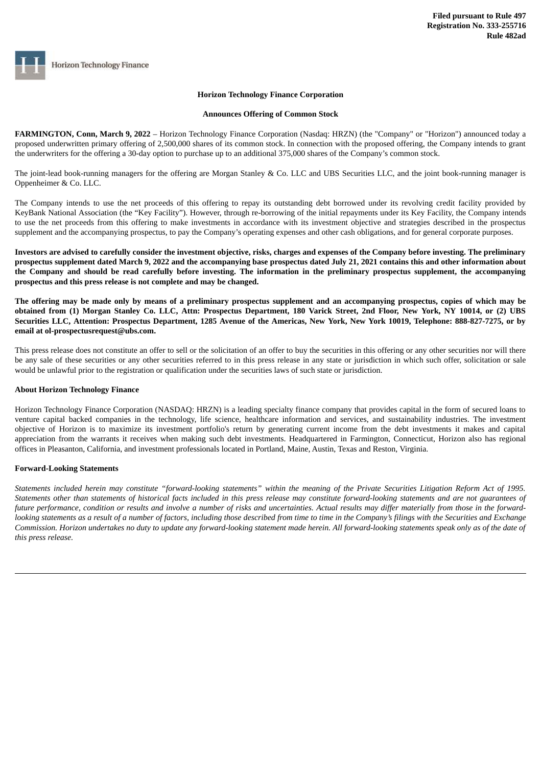**Filed pursuant to Rule 497**
**Registration No. 333-255716**
**Rule 482ad**

Horizon Technology Finance

# Horizon Technology Finance Corporation

## Announces Offering of Common Stock

**FARMINGTON, Conn, March 9, 2022** – Horizon Technology Finance Corporation (Nasdaq: HRZN) (the "Company" or "Horizon") announced today a proposed underwritten primary offering of 2,500,000 shares of its common stock. In connection with the proposed offering, the Company intends to grant the underwriters for the offering a 30-day option to purchase up to an additional 375,000 shares of the Company's common stock.

The joint-lead book-running managers for the offering are Morgan Stanley & Co. LLC and UBS Securities LLC, and the joint book-running manager is Oppenheimer & Co. LLC.

The Company intends to use the net proceeds of this offering to repay its outstanding debt borrowed under its revolving credit facility provided by KeyBank National Association (the "Key Facility"). However, through re-borrowing of the initial repayments under its Key Facility, the Company intends to use the net proceeds from this offering to make investments in accordance with its investment objective and strategies described in the prospectus supplement and the accompanying prospectus, to pay the Company's operating expenses and other cash obligations, and for general corporate purposes.

**Investors are advised to carefully consider the investment objective, risks, charges and expenses of the Company before investing. The preliminary prospectus supplement dated March 9, 2022 and the accompanying base prospectus dated July 21, 2021 contains this and other information about the Company and should be read carefully before investing. The information in the preliminary prospectus supplement, the accompanying prospectus and this press release is not complete and may be changed.**

**The offering may be made only by means of a preliminary prospectus supplement and an accompanying prospectus, copies of which may be obtained from (1) Morgan Stanley Co. LLC, Attn: Prospectus Department, 180 Varick Street, 2nd Floor, New York, NY 10014, or (2) UBS Securities LLC, Attention: Prospectus Department, 1285 Avenue of the Americas, New York, New York 10019, Telephone: 888-827-7275, or by email at ol-prospectusrequest@ubs.com.**

This press release does not constitute an offer to sell or the solicitation of an offer to buy the securities in this offering or any other securities nor will there be any sale of these securities or any other securities referred to in this press release in any state or jurisdiction in which such offer, solicitation or sale would be unlawful prior to the registration or qualification under the securities laws of such state or jurisdiction.

### About Horizon Technology Finance

Horizon Technology Finance Corporation (NASDAQ: HRZN) is a leading specialty finance company that provides capital in the form of secured loans to venture capital backed companies in the technology, life science, healthcare information and services, and sustainability industries. The investment objective of Horizon is to maximize its investment portfolio's return by generating current income from the debt investments it makes and capital appreciation from the warrants it receives when making such debt investments. Headquartered in Farmington, Connecticut, Horizon also has regional offices in Pleasanton, California, and investment professionals located in Portland, Maine, Austin, Texas and Reston, Virginia.

### Forward-Looking Statements

*Statements included herein may constitute "forward-looking statements" within the meaning of the Private Securities Litigation Reform Act of 1995. Statements other than statements of historical facts included in this press release may constitute forward-looking statements and are not guarantees of future performance, condition or results and involve a number of risks and uncertainties. Actual results may differ materially from those in the forward-looking statements as a result of a number of factors, including those described from time to time in the Company's filings with the Securities and Exchange Commission. Horizon undertakes no duty to update any forward-looking statement made herein. All forward-looking statements speak only as of the date of this press release.*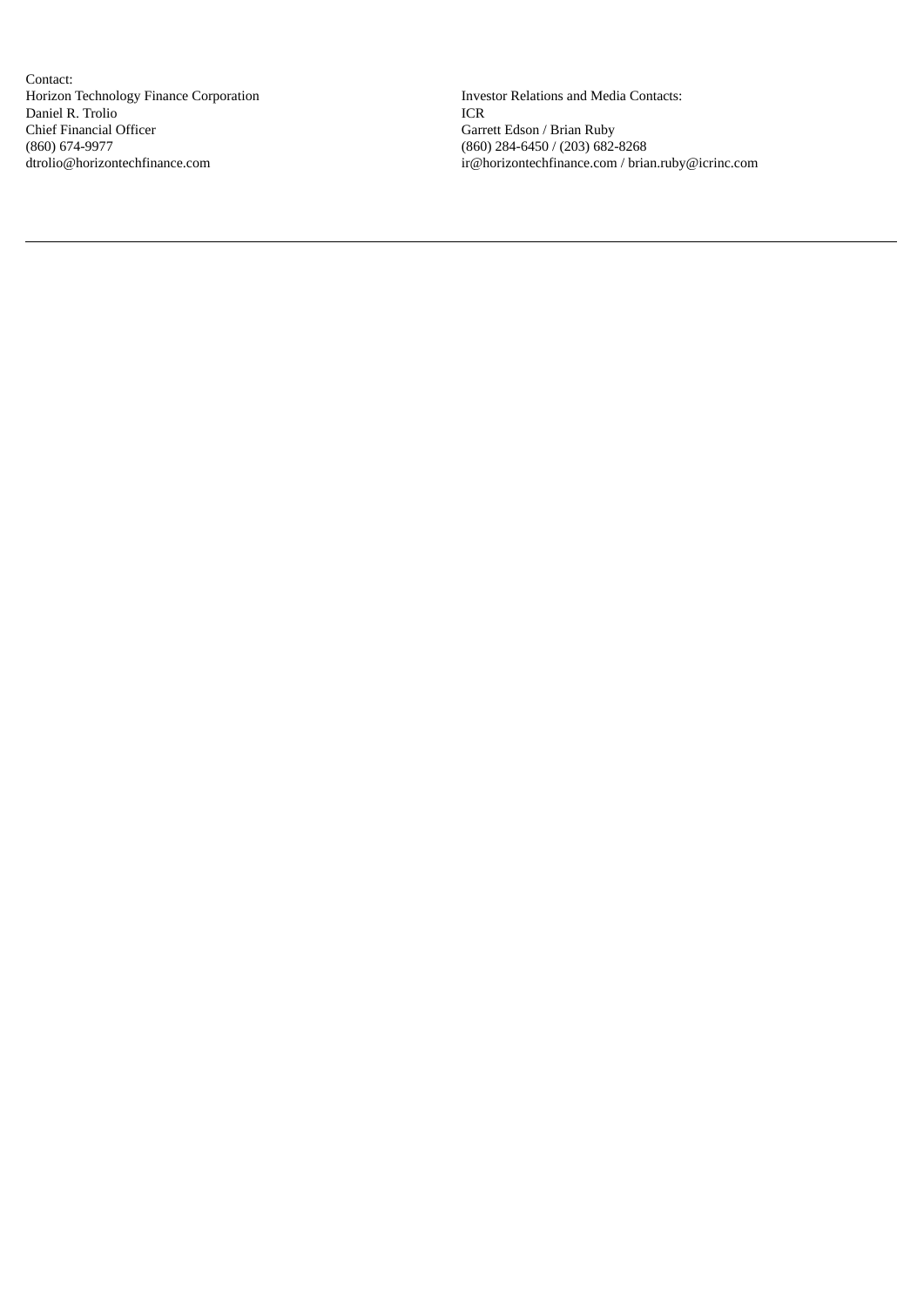Contact:
Horizon Technology Finance Corporation
Daniel R. Trolio
Chief Financial Officer
(860) 674-9977
dtrolio@horizontechfinance.com

Investor Relations and Media Contacts:
ICR
Garrett Edson / Brian Ruby
(860) 284-6450 / (203) 682-8268
ir@horizontechfinance.com / brian.ruby@icrinc.com

---